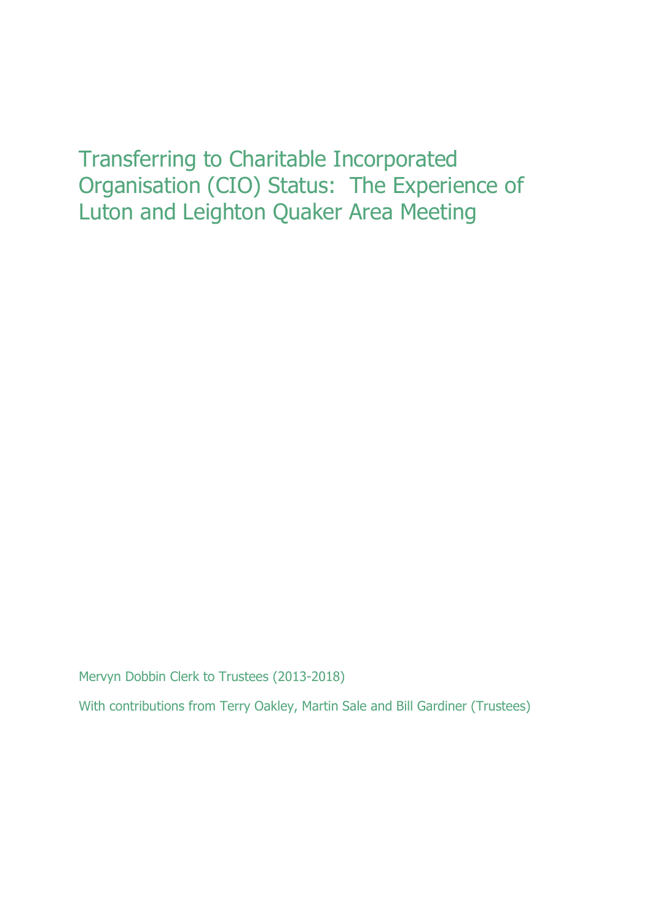# Transferring to Charitable Incorporated Organisation (CIO) Status: The Experience of Luton and Leighton Quaker Area Meeting

Mervyn Dobbin Clerk to Trustees (2013-2018)

With contributions from Terry Oakley, Martin Sale and Bill Gardiner (Trustees)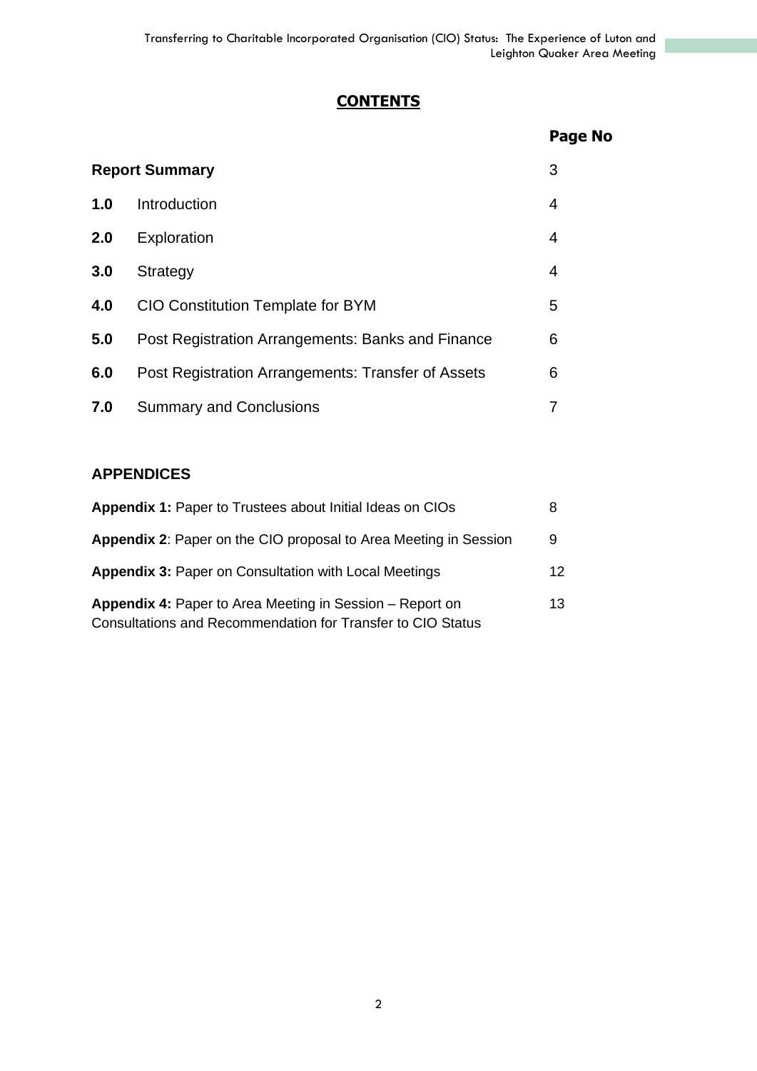## CONTENTS

| | | Page No |
|---|---|---|
| **Report Summary** | | 3 |
| **1.0** | Introduction | 4 |
| **2.0** | Exploration | 4 |
| **3.0** | Strategy | 4 |
| **4.0** | CIO Constitution Template for BYM | 5 |
| **5.0** | Post Registration Arrangements: Banks and Finance | 6 |
| **6.0** | Post Registration Arrangements: Transfer of Assets | 6 |
| **7.0** | Summary and Conclusions | 7 |

### APPENDICES

| | |
|---|---|
| **Appendix 1:** Paper to Trustees about Initial Ideas on CIOs | 8 |
| **Appendix 2**: Paper on the CIO proposal to Area Meeting in Session | 9 |
| **Appendix 3:** Paper on Consultation with Local Meetings | 12 |
| **Appendix 4:** Paper to Area Meeting in Session – Report on Consultations and Recommendation for Transfer to CIO Status | 13 |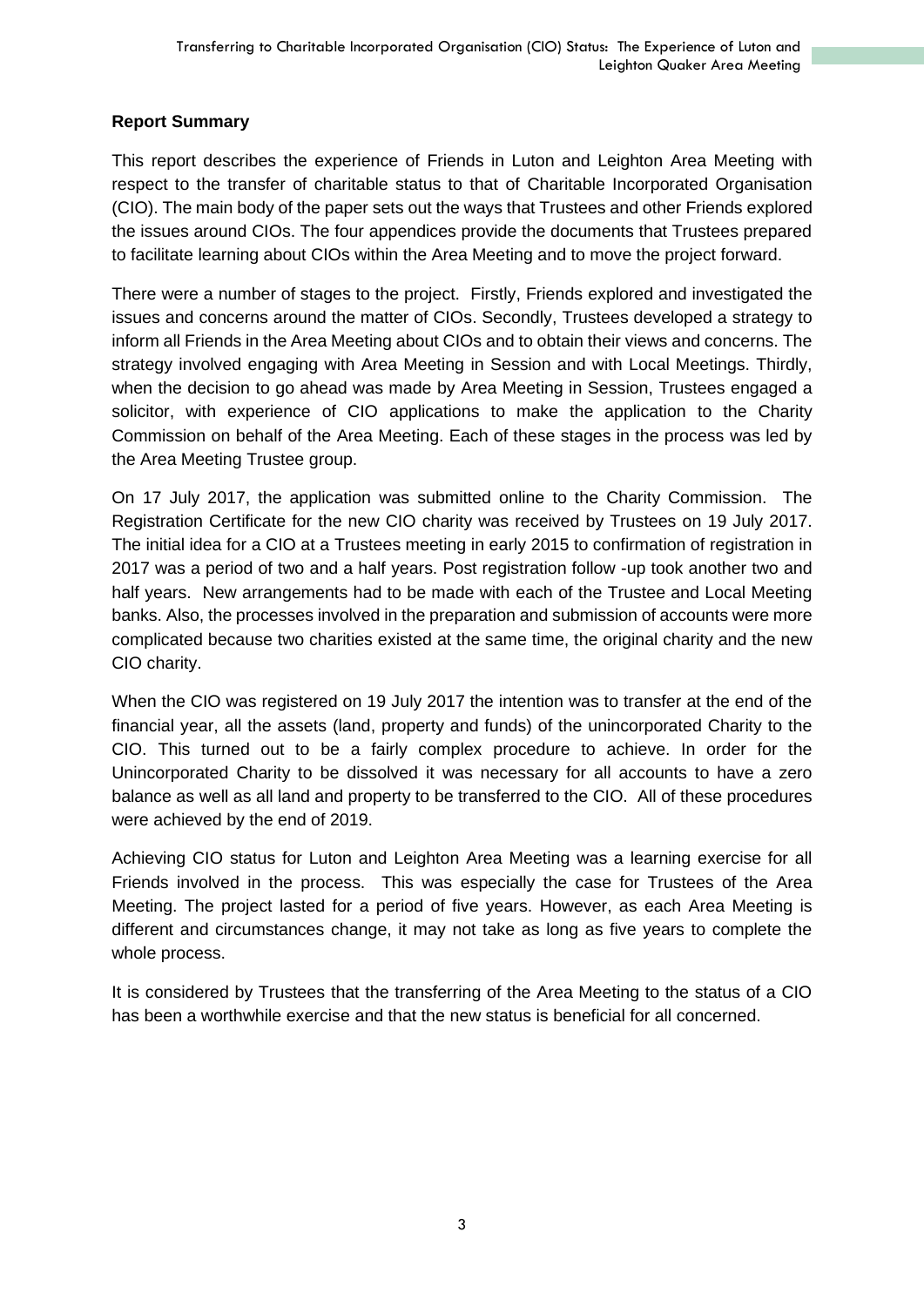**Report Summary**

This report describes the experience of Friends in Luton and Leighton Area Meeting with respect to the transfer of charitable status to that of Charitable Incorporated Organisation (CIO). The main body of the paper sets out the ways that Trustees and other Friends explored the issues around CIOs. The four appendices provide the documents that Trustees prepared to facilitate learning about CIOs within the Area Meeting and to move the project forward.

There were a number of stages to the project. Firstly, Friends explored and investigated the issues and concerns around the matter of CIOs. Secondly, Trustees developed a strategy to inform all Friends in the Area Meeting about CIOs and to obtain their views and concerns. The strategy involved engaging with Area Meeting in Session and with Local Meetings. Thirdly, when the decision to go ahead was made by Area Meeting in Session, Trustees engaged a solicitor, with experience of CIO applications to make the application to the Charity Commission on behalf of the Area Meeting. Each of these stages in the process was led by the Area Meeting Trustee group.

On 17 July 2017, the application was submitted online to the Charity Commission. The Registration Certificate for the new CIO charity was received by Trustees on 19 July 2017. The initial idea for a CIO at a Trustees meeting in early 2015 to confirmation of registration in 2017 was a period of two and a half years. Post registration follow -up took another two and half years. New arrangements had to be made with each of the Trustee and Local Meeting banks. Also, the processes involved in the preparation and submission of accounts were more complicated because two charities existed at the same time, the original charity and the new CIO charity.

When the CIO was registered on 19 July 2017 the intention was to transfer at the end of the financial year, all the assets (land, property and funds) of the unincorporated Charity to the CIO. This turned out to be a fairly complex procedure to achieve. In order for the Unincorporated Charity to be dissolved it was necessary for all accounts to have a zero balance as well as all land and property to be transferred to the CIO. All of these procedures were achieved by the end of 2019.

Achieving CIO status for Luton and Leighton Area Meeting was a learning exercise for all Friends involved in the process. This was especially the case for Trustees of the Area Meeting. The project lasted for a period of five years. However, as each Area Meeting is different and circumstances change, it may not take as long as five years to complete the whole process.

It is considered by Trustees that the transferring of the Area Meeting to the status of a CIO has been a worthwhile exercise and that the new status is beneficial for all concerned.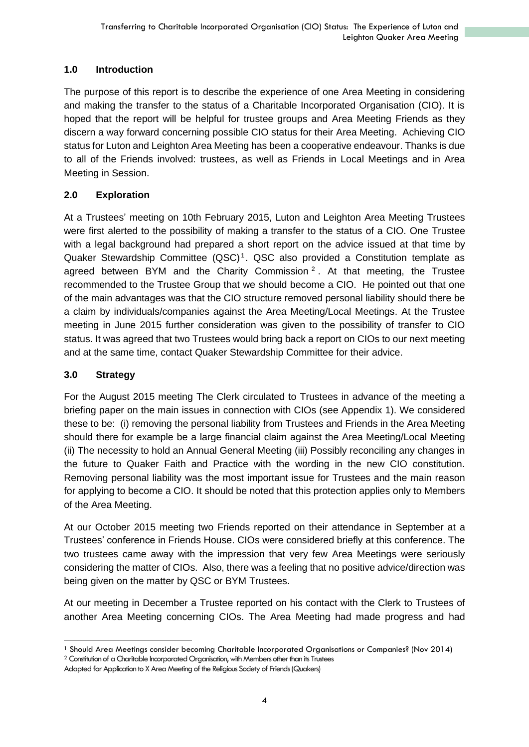## 1.0 Introduction

The purpose of this report is to describe the experience of one Area Meeting in considering and making the transfer to the status of a Charitable Incorporated Organisation (CIO). It is hoped that the report will be helpful for trustee groups and Area Meeting Friends as they discern a way forward concerning possible CIO status for their Area Meeting. Achieving CIO status for Luton and Leighton Area Meeting has been a cooperative endeavour. Thanks is due to all of the Friends involved: trustees, as well as Friends in Local Meetings and in Area Meeting in Session.

## 2.0 Exploration

At a Trustees' meeting on 10th February 2015, Luton and Leighton Area Meeting Trustees were first alerted to the possibility of making a transfer to the status of a CIO. One Trustee with a legal background had prepared a short report on the advice issued at that time by Quaker Stewardship Committee (QSC)[1]. QSC also provided a Constitution template as agreed between BYM and the Charity Commission[2]. At that meeting, the Trustee recommended to the Trustee Group that we should become a CIO. He pointed out that one of the main advantages was that the CIO structure removed personal liability should there be a claim by individuals/companies against the Area Meeting/Local Meetings. At the Trustee meeting in June 2015 further consideration was given to the possibility of transfer to CIO status. It was agreed that two Trustees would bring back a report on CIOs to our next meeting and at the same time, contact Quaker Stewardship Committee for their advice.

## 3.0 Strategy

For the August 2015 meeting The Clerk circulated to Trustees in advance of the meeting a briefing paper on the main issues in connection with CIOs (see Appendix 1). We considered these to be: (i) removing the personal liability from Trustees and Friends in the Area Meeting should there for example be a large financial claim against the Area Meeting/Local Meeting (ii) The necessity to hold an Annual General Meeting (iii) Possibly reconciling any changes in the future to Quaker Faith and Practice with the wording in the new CIO constitution. Removing personal liability was the most important issue for Trustees and the main reason for applying to become a CIO. It should be noted that this protection applies only to Members of the Area Meeting.

At our October 2015 meeting two Friends reported on their attendance in September at a Trustees' conference in Friends House. CIOs were considered briefly at this conference. The two trustees came away with the impression that very few Area Meetings were seriously considering the matter of CIOs. Also, there was a feeling that no positive advice/direction was being given on the matter by QSC or BYM Trustees.

At our meeting in December a Trustee reported on his contact with the Clerk to Trustees of another Area Meeting concerning CIOs. The Area Meeting had made progress and had

---

[1] Should Area Meetings consider becoming Charitable Incorporated Organisations or Companies? (Nov 2014)

[2] Constitution of a Charitable Incorporated Organisation, with Members other than its Trustees
Adapted for Application to X Area Meeting of the Religious Society of Friends (Quakers)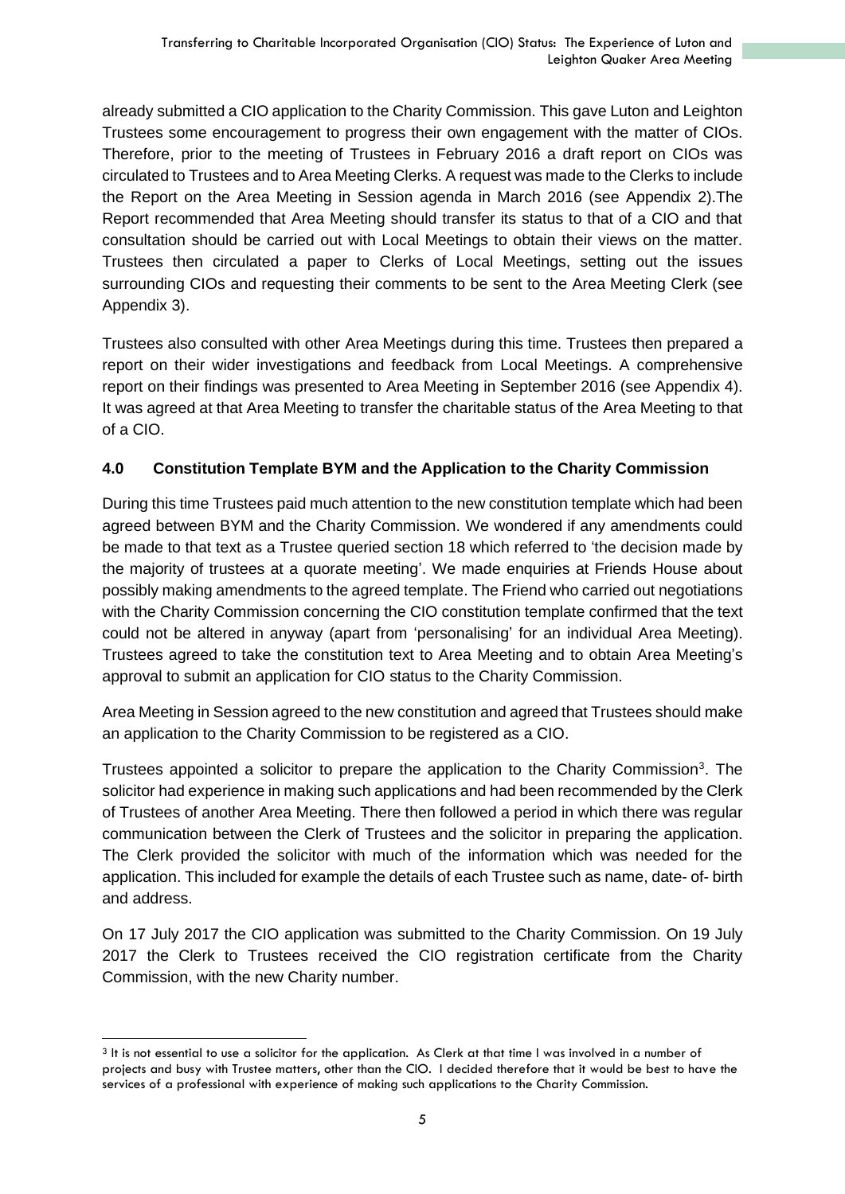already submitted a CIO application to the Charity Commission. This gave Luton and Leighton Trustees some encouragement to progress their own engagement with the matter of CIOs. Therefore, prior to the meeting of Trustees in February 2016 a draft report on CIOs was circulated to Trustees and to Area Meeting Clerks. A request was made to the Clerks to include the Report on the Area Meeting in Session agenda in March 2016 (see Appendix 2).The Report recommended that Area Meeting should transfer its status to that of a CIO and that consultation should be carried out with Local Meetings to obtain their views on the matter. Trustees then circulated a paper to Clerks of Local Meetings, setting out the issues surrounding CIOs and requesting their comments to be sent to the Area Meeting Clerk (see Appendix 3).

Trustees also consulted with other Area Meetings during this time. Trustees then prepared a report on their wider investigations and feedback from Local Meetings. A comprehensive report on their findings was presented to Area Meeting in September 2016 (see Appendix 4). It was agreed at that Area Meeting to transfer the charitable status of the Area Meeting to that of a CIO.

## 4.0 Constitution Template BYM and the Application to the Charity Commission

During this time Trustees paid much attention to the new constitution template which had been agreed between BYM and the Charity Commission. We wondered if any amendments could be made to that text as a Trustee queried section 18 which referred to 'the decision made by the majority of trustees at a quorate meeting'. We made enquiries at Friends House about possibly making amendments to the agreed template. The Friend who carried out negotiations with the Charity Commission concerning the CIO constitution template confirmed that the text could not be altered in anyway (apart from 'personalising' for an individual Area Meeting). Trustees agreed to take the constitution text to Area Meeting and to obtain Area Meeting's approval to submit an application for CIO status to the Charity Commission.

Area Meeting in Session agreed to the new constitution and agreed that Trustees should make an application to the Charity Commission to be registered as a CIO.

Trustees appointed a solicitor to prepare the application to the Charity Commission[3]. The solicitor had experience in making such applications and had been recommended by the Clerk of Trustees of another Area Meeting. There then followed a period in which there was regular communication between the Clerk of Trustees and the solicitor in preparing the application. The Clerk provided the solicitor with much of the information which was needed for the application. This included for example the details of each Trustee such as name, date- of- birth and address.

On 17 July 2017 the CIO application was submitted to the Charity Commission. On 19 July 2017 the Clerk to Trustees received the CIO registration certificate from the Charity Commission, with the new Charity number.

---

[3] It is not essential to use a solicitor for the application. As Clerk at that time I was involved in a number of projects and busy with Trustee matters, other than the CIO. I decided therefore that it would be best to have the services of a professional with experience of making such applications to the Charity Commission.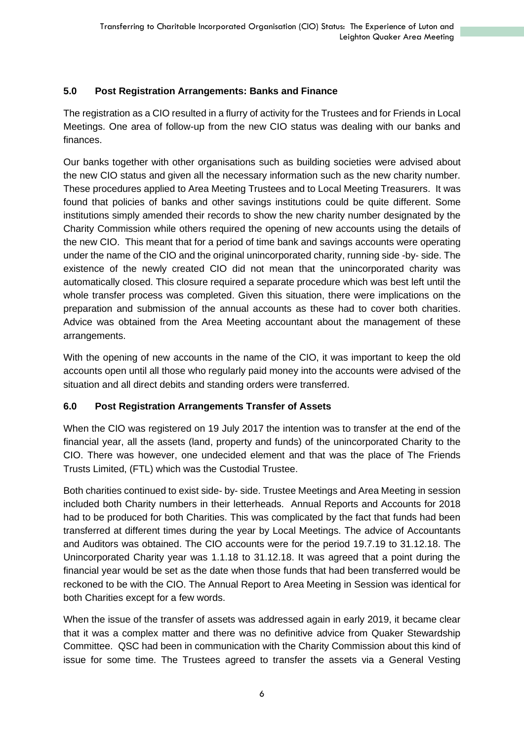## 5.0 Post Registration Arrangements: Banks and Finance

The registration as a CIO resulted in a flurry of activity for the Trustees and for Friends in Local Meetings. One area of follow-up from the new CIO status was dealing with our banks and finances.

Our banks together with other organisations such as building societies were advised about the new CIO status and given all the necessary information such as the new charity number. These procedures applied to Area Meeting Trustees and to Local Meeting Treasurers. It was found that policies of banks and other savings institutions could be quite different. Some institutions simply amended their records to show the new charity number designated by the Charity Commission while others required the opening of new accounts using the details of the new CIO. This meant that for a period of time bank and savings accounts were operating under the name of the CIO and the original unincorporated charity, running side -by- side. The existence of the newly created CIO did not mean that the unincorporated charity was automatically closed. This closure required a separate procedure which was best left until the whole transfer process was completed. Given this situation, there were implications on the preparation and submission of the annual accounts as these had to cover both charities. Advice was obtained from the Area Meeting accountant about the management of these arrangements.

With the opening of new accounts in the name of the CIO, it was important to keep the old accounts open until all those who regularly paid money into the accounts were advised of the situation and all direct debits and standing orders were transferred.

## 6.0 Post Registration Arrangements Transfer of Assets

When the CIO was registered on 19 July 2017 the intention was to transfer at the end of the financial year, all the assets (land, property and funds) of the unincorporated Charity to the CIO. There was however, one undecided element and that was the place of The Friends Trusts Limited, (FTL) which was the Custodial Trustee.

Both charities continued to exist side- by- side. Trustee Meetings and Area Meeting in session included both Charity numbers in their letterheads. Annual Reports and Accounts for 2018 had to be produced for both Charities. This was complicated by the fact that funds had been transferred at different times during the year by Local Meetings. The advice of Accountants and Auditors was obtained. The CIO accounts were for the period 19.7.19 to 31.12.18. The Unincorporated Charity year was 1.1.18 to 31.12.18. It was agreed that a point during the financial year would be set as the date when those funds that had been transferred would be reckoned to be with the CIO. The Annual Report to Area Meeting in Session was identical for both Charities except for a few words.

When the issue of the transfer of assets was addressed again in early 2019, it became clear that it was a complex matter and there was no definitive advice from Quaker Stewardship Committee. QSC had been in communication with the Charity Commission about this kind of issue for some time. The Trustees agreed to transfer the assets via a General Vesting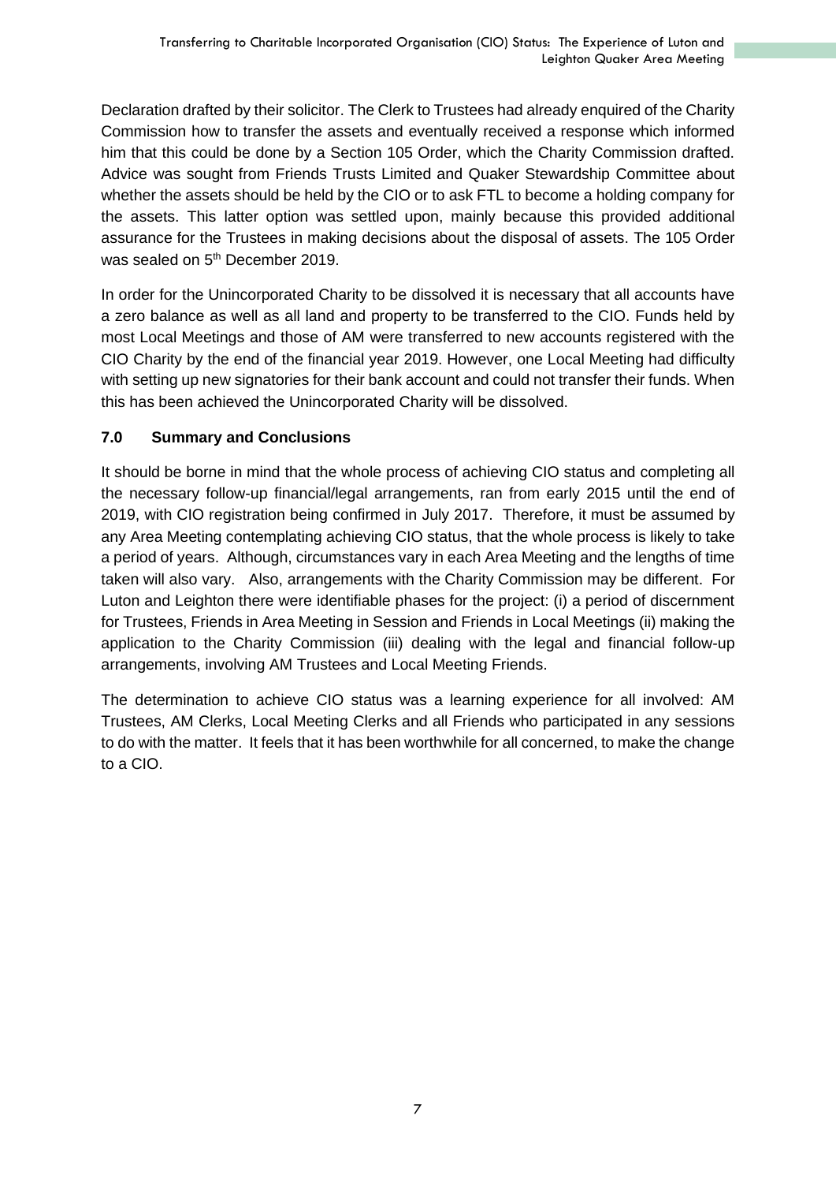Declaration drafted by their solicitor. The Clerk to Trustees had already enquired of the Charity Commission how to transfer the assets and eventually received a response which informed him that this could be done by a Section 105 Order, which the Charity Commission drafted. Advice was sought from Friends Trusts Limited and Quaker Stewardship Committee about whether the assets should be held by the CIO or to ask FTL to become a holding company for the assets. This latter option was settled upon, mainly because this provided additional assurance for the Trustees in making decisions about the disposal of assets. The 105 Order was sealed on 5th December 2019.

In order for the Unincorporated Charity to be dissolved it is necessary that all accounts have a zero balance as well as all land and property to be transferred to the CIO. Funds held by most Local Meetings and those of AM were transferred to new accounts registered with the CIO Charity by the end of the financial year 2019. However, one Local Meeting had difficulty with setting up new signatories for their bank account and could not transfer their funds. When this has been achieved the Unincorporated Charity will be dissolved.

## 7.0 Summary and Conclusions

It should be borne in mind that the whole process of achieving CIO status and completing all the necessary follow-up financial/legal arrangements, ran from early 2015 until the end of 2019, with CIO registration being confirmed in July 2017. Therefore, it must be assumed by any Area Meeting contemplating achieving CIO status, that the whole process is likely to take a period of years. Although, circumstances vary in each Area Meeting and the lengths of time taken will also vary. Also, arrangements with the Charity Commission may be different. For Luton and Leighton there were identifiable phases for the project: (i) a period of discernment for Trustees, Friends in Area Meeting in Session and Friends in Local Meetings (ii) making the application to the Charity Commission (iii) dealing with the legal and financial follow-up arrangements, involving AM Trustees and Local Meeting Friends.

The determination to achieve CIO status was a learning experience for all involved: AM Trustees, AM Clerks, Local Meeting Clerks and all Friends who participated in any sessions to do with the matter. It feels that it has been worthwhile for all concerned, to make the change to a CIO.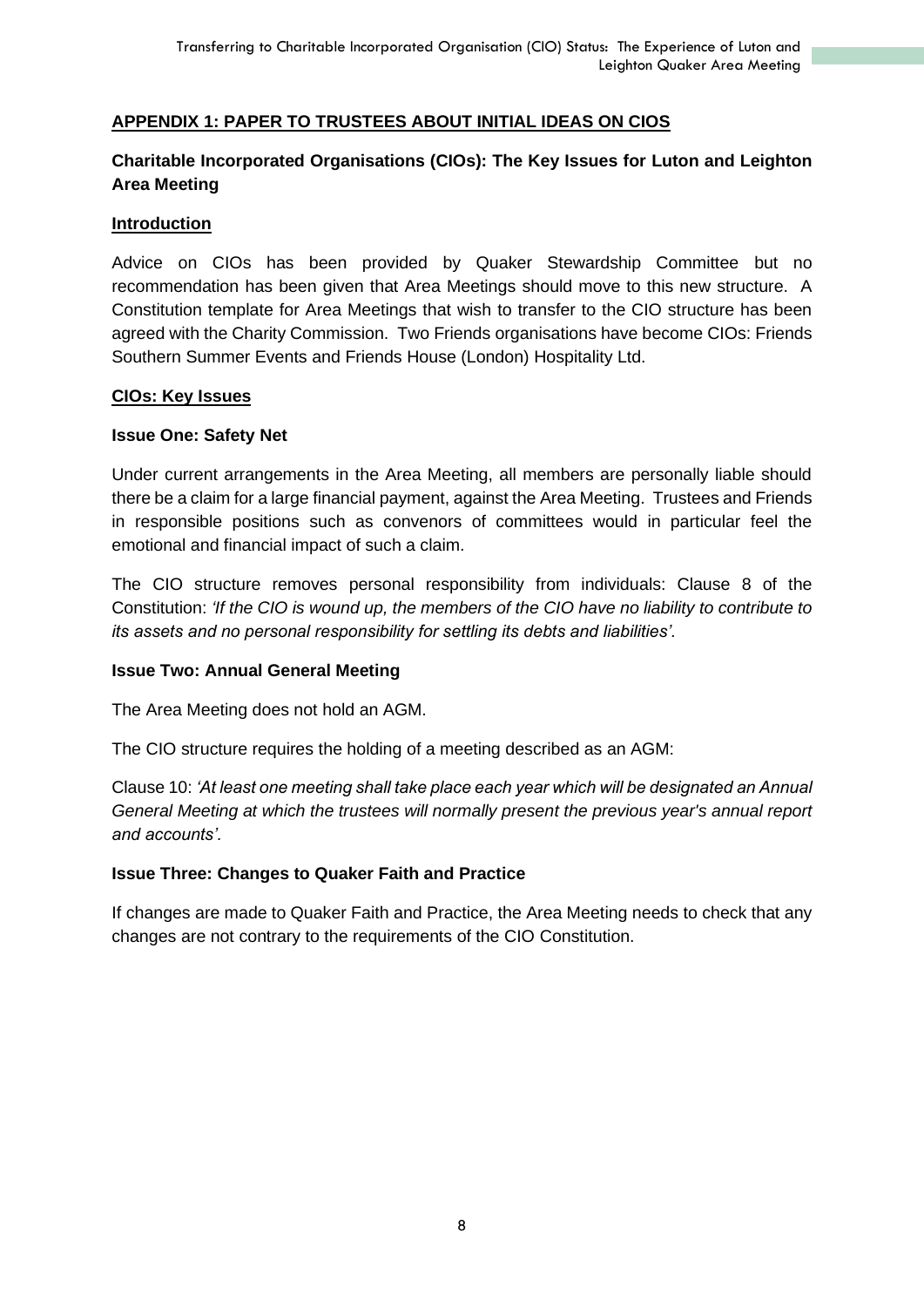## **APPENDIX 1: PAPER TO TRUSTEES ABOUT INITIAL IDEAS ON CIOS**

### Charitable Incorporated Organisations (CIOs): The Key Issues for Luton and Leighton Area Meeting

**Introduction**

Advice on CIOs has been provided by Quaker Stewardship Committee but no recommendation has been given that Area Meetings should move to this new structure. A Constitution template for Area Meetings that wish to transfer to the CIO structure has been agreed with the Charity Commission. Two Friends organisations have become CIOs: Friends Southern Summer Events and Friends House (London) Hospitality Ltd.

**CIOs: Key Issues**

**Issue One: Safety Net**

Under current arrangements in the Area Meeting, all members are personally liable should there be a claim for a large financial payment, against the Area Meeting. Trustees and Friends in responsible positions such as convenors of committees would in particular feel the emotional and financial impact of such a claim.

The CIO structure removes personal responsibility from individuals: Clause 8 of the Constitution: *'If the CIO is wound up, the members of the CIO have no liability to contribute to its assets and no personal responsibility for settling its debts and liabilities'*.

**Issue Two: Annual General Meeting**

The Area Meeting does not hold an AGM.

The CIO structure requires the holding of a meeting described as an AGM:

Clause 10: *'At least one meeting shall take place each year which will be designated an Annual General Meeting at which the trustees will normally present the previous year's annual report and accounts'.*

**Issue Three: Changes to Quaker Faith and Practice**

If changes are made to Quaker Faith and Practice, the Area Meeting needs to check that any changes are not contrary to the requirements of the CIO Constitution.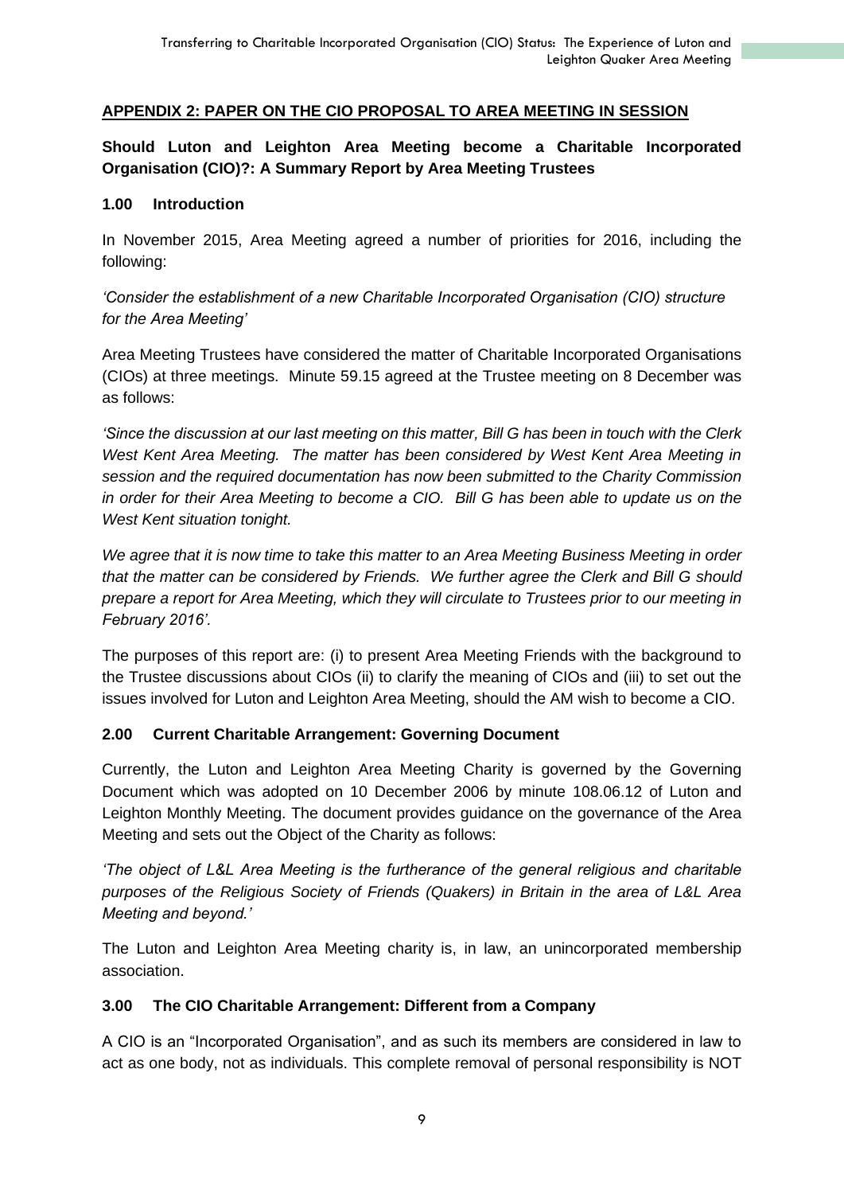## APPENDIX 2: PAPER ON THE CIO PROPOSAL TO AREA MEETING IN SESSION

**Should Luton and Leighton Area Meeting become a Charitable Incorporated Organisation (CIO)?: A Summary Report by Area Meeting Trustees**

### 1.00 Introduction

In November 2015, Area Meeting agreed a number of priorities for 2016, including the following:

*'Consider the establishment of a new Charitable Incorporated Organisation (CIO) structure for the Area Meeting'*

Area Meeting Trustees have considered the matter of Charitable Incorporated Organisations (CIOs) at three meetings. Minute 59.15 agreed at the Trustee meeting on 8 December was as follows:

*'Since the discussion at our last meeting on this matter, Bill G has been in touch with the Clerk West Kent Area Meeting. The matter has been considered by West Kent Area Meeting in session and the required documentation has now been submitted to the Charity Commission in order for their Area Meeting to become a CIO. Bill G has been able to update us on the West Kent situation tonight.*

*We agree that it is now time to take this matter to an Area Meeting Business Meeting in order that the matter can be considered by Friends. We further agree the Clerk and Bill G should prepare a report for Area Meeting, which they will circulate to Trustees prior to our meeting in February 2016'.*

The purposes of this report are: (i) to present Area Meeting Friends with the background to the Trustee discussions about CIOs (ii) to clarify the meaning of CIOs and (iii) to set out the issues involved for Luton and Leighton Area Meeting, should the AM wish to become a CIO.

### 2.00 Current Charitable Arrangement: Governing Document

Currently, the Luton and Leighton Area Meeting Charity is governed by the Governing Document which was adopted on 10 December 2006 by minute 108.06.12 of Luton and Leighton Monthly Meeting. The document provides guidance on the governance of the Area Meeting and sets out the Object of the Charity as follows:

*'The object of L&L Area Meeting is the furtherance of the general religious and charitable purposes of the Religious Society of Friends (Quakers) in Britain in the area of L&L Area Meeting and beyond.'*

The Luton and Leighton Area Meeting charity is, in law, an unincorporated membership association.

### 3.00 The CIO Charitable Arrangement: Different from a Company

A CIO is an "Incorporated Organisation", and as such its members are considered in law to act as one body, not as individuals. This complete removal of personal responsibility is NOT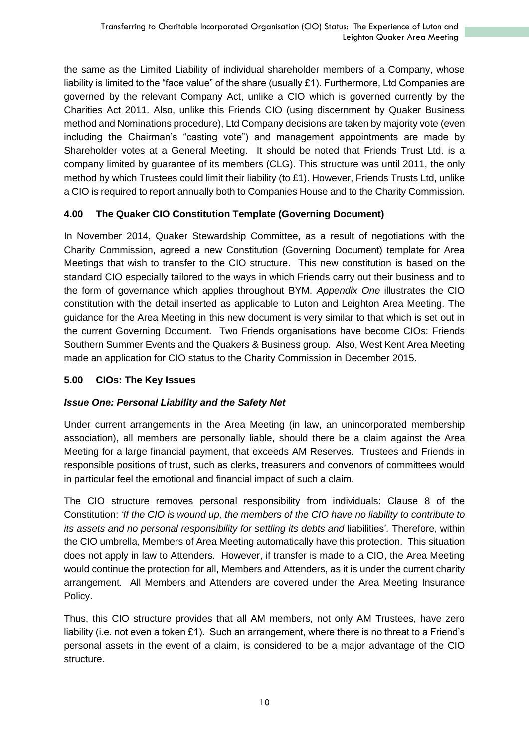the same as the Limited Liability of individual shareholder members of a Company, whose liability is limited to the "face value" of the share (usually £1). Furthermore, Ltd Companies are governed by the relevant Company Act, unlike a CIO which is governed currently by the Charities Act 2011. Also, unlike this Friends CIO (using discernment by Quaker Business method and Nominations procedure), Ltd Company decisions are taken by majority vote (even including the Chairman's "casting vote") and management appointments are made by Shareholder votes at a General Meeting. It should be noted that Friends Trust Ltd. is a company limited by guarantee of its members (CLG). This structure was until 2011, the only method by which Trustees could limit their liability (to £1). However, Friends Trusts Ltd, unlike a CIO is required to report annually both to Companies House and to the Charity Commission.

## 4.00 The Quaker CIO Constitution Template (Governing Document)

In November 2014, Quaker Stewardship Committee, as a result of negotiations with the Charity Commission, agreed a new Constitution (Governing Document) template for Area Meetings that wish to transfer to the CIO structure. This new constitution is based on the standard CIO especially tailored to the ways in which Friends carry out their business and to the form of governance which applies throughout BYM. *Appendix One* illustrates the CIO constitution with the detail inserted as applicable to Luton and Leighton Area Meeting. The guidance for the Area Meeting in this new document is very similar to that which is set out in the current Governing Document. Two Friends organisations have become CIOs: Friends Southern Summer Events and the Quakers & Business group. Also, West Kent Area Meeting made an application for CIO status to the Charity Commission in December 2015.

## 5.00 CIOs: The Key Issues

### *Issue One: Personal Liability and the Safety Net*

Under current arrangements in the Area Meeting (in law, an unincorporated membership association), all members are personally liable, should there be a claim against the Area Meeting for a large financial payment, that exceeds AM Reserves. Trustees and Friends in responsible positions of trust, such as clerks, treasurers and convenors of committees would in particular feel the emotional and financial impact of such a claim.

The CIO structure removes personal responsibility from individuals: Clause 8 of the Constitution: *'If the CIO is wound up, the members of the CIO have no liability to contribute to its assets and no personal responsibility for settling its debts and* liabilities'. Therefore, within the CIO umbrella, Members of Area Meeting automatically have this protection. This situation does not apply in law to Attenders. However, if transfer is made to a CIO, the Area Meeting would continue the protection for all, Members and Attenders, as it is under the current charity arrangement. All Members and Attenders are covered under the Area Meeting Insurance Policy.

Thus, this CIO structure provides that all AM members, not only AM Trustees, have zero liability (i.e. not even a token £1). Such an arrangement, where there is no threat to a Friend's personal assets in the event of a claim, is considered to be a major advantage of the CIO structure.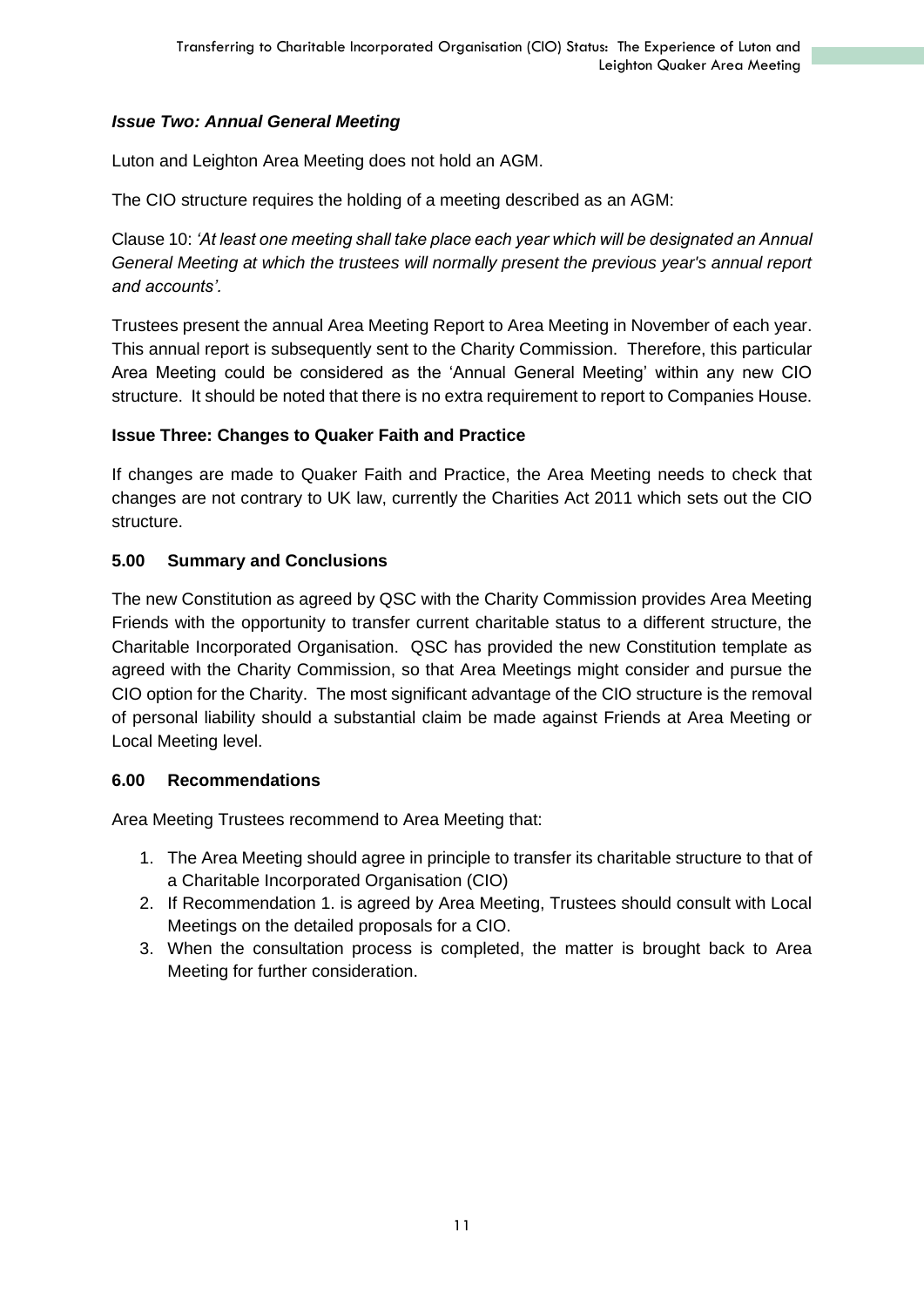### *Issue Two: Annual General Meeting*

Luton and Leighton Area Meeting does not hold an AGM.

The CIO structure requires the holding of a meeting described as an AGM:

Clause 10: *'At least one meeting shall take place each year which will be designated an Annual General Meeting at which the trustees will normally present the previous year's annual report and accounts'*.

Trustees present the annual Area Meeting Report to Area Meeting in November of each year. This annual report is subsequently sent to the Charity Commission. Therefore, this particular Area Meeting could be considered as the 'Annual General Meeting' within any new CIO structure. It should be noted that there is no extra requirement to report to Companies House.

### Issue Three: Changes to Quaker Faith and Practice

If changes are made to Quaker Faith and Practice, the Area Meeting needs to check that changes are not contrary to UK law, currently the Charities Act 2011 which sets out the CIO structure.

## 5.00 Summary and Conclusions

The new Constitution as agreed by QSC with the Charity Commission provides Area Meeting Friends with the opportunity to transfer current charitable status to a different structure, the Charitable Incorporated Organisation. QSC has provided the new Constitution template as agreed with the Charity Commission, so that Area Meetings might consider and pursue the CIO option for the Charity. The most significant advantage of the CIO structure is the removal of personal liability should a substantial claim be made against Friends at Area Meeting or Local Meeting level.

## 6.00 Recommendations

Area Meeting Trustees recommend to Area Meeting that:

1. The Area Meeting should agree in principle to transfer its charitable structure to that of a Charitable Incorporated Organisation (CIO)
2. If Recommendation 1. is agreed by Area Meeting, Trustees should consult with Local Meetings on the detailed proposals for a CIO.
3. When the consultation process is completed, the matter is brought back to Area Meeting for further consideration.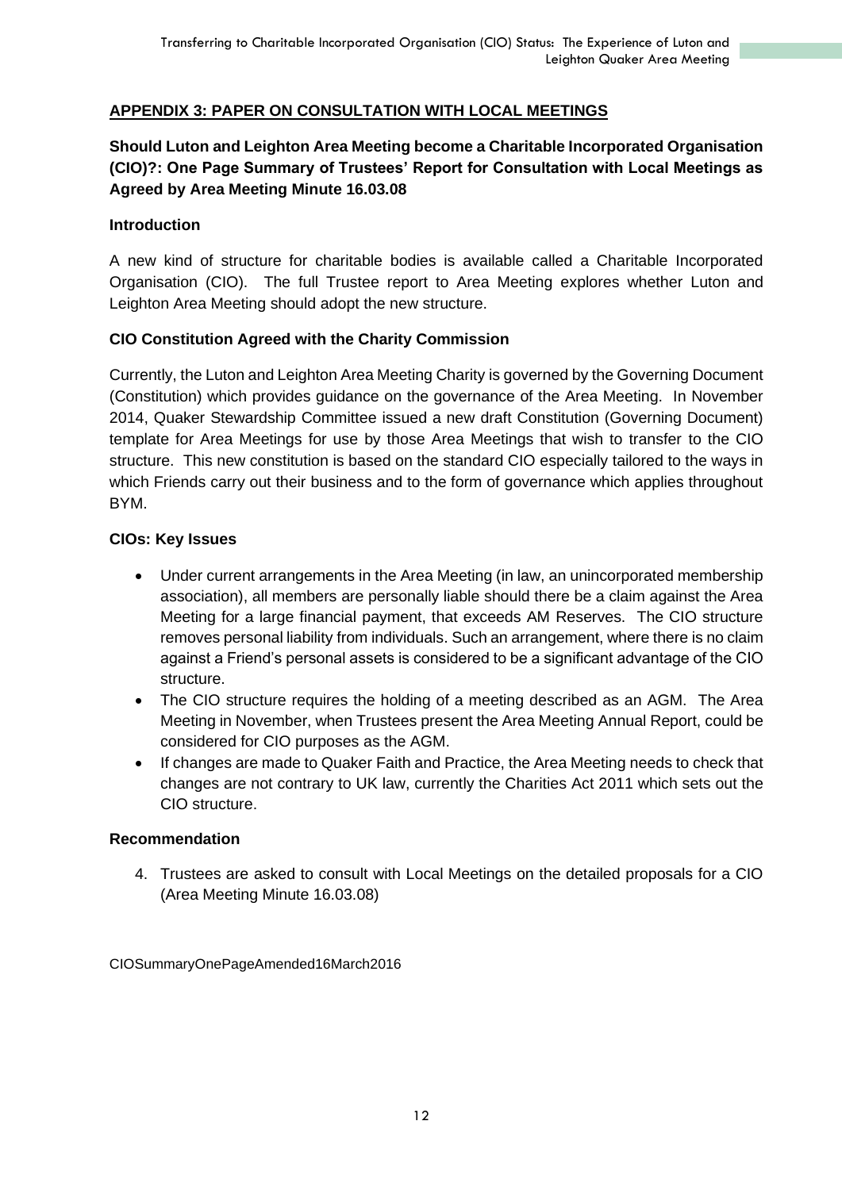## APPENDIX 3: PAPER ON CONSULTATION WITH LOCAL MEETINGS

### Should Luton and Leighton Area Meeting become a Charitable Incorporated Organisation (CIO)?: One Page Summary of Trustees' Report for Consultation with Local Meetings as Agreed by Area Meeting Minute 16.03.08

**Introduction**

A new kind of structure for charitable bodies is available called a Charitable Incorporated Organisation (CIO). The full Trustee report to Area Meeting explores whether Luton and Leighton Area Meeting should adopt the new structure.

**CIO Constitution Agreed with the Charity Commission**

Currently, the Luton and Leighton Area Meeting Charity is governed by the Governing Document (Constitution) which provides guidance on the governance of the Area Meeting. In November 2014, Quaker Stewardship Committee issued a new draft Constitution (Governing Document) template for Area Meetings for use by those Area Meetings that wish to transfer to the CIO structure. This new constitution is based on the standard CIO especially tailored to the ways in which Friends carry out their business and to the form of governance which applies throughout BYM.

**CIOs: Key Issues**

- Under current arrangements in the Area Meeting (in law, an unincorporated membership association), all members are personally liable should there be a claim against the Area Meeting for a large financial payment, that exceeds AM Reserves. The CIO structure removes personal liability from individuals. Such an arrangement, where there is no claim against a Friend's personal assets is considered to be a significant advantage of the CIO structure.
- The CIO structure requires the holding of a meeting described as an AGM. The Area Meeting in November, when Trustees present the Area Meeting Annual Report, could be considered for CIO purposes as the AGM.
- If changes are made to Quaker Faith and Practice, the Area Meeting needs to check that changes are not contrary to UK law, currently the Charities Act 2011 which sets out the CIO structure.

**Recommendation**

4. Trustees are asked to consult with Local Meetings on the detailed proposals for a CIO (Area Meeting Minute 16.03.08)

CIOSummaryOnePageAmended16March2016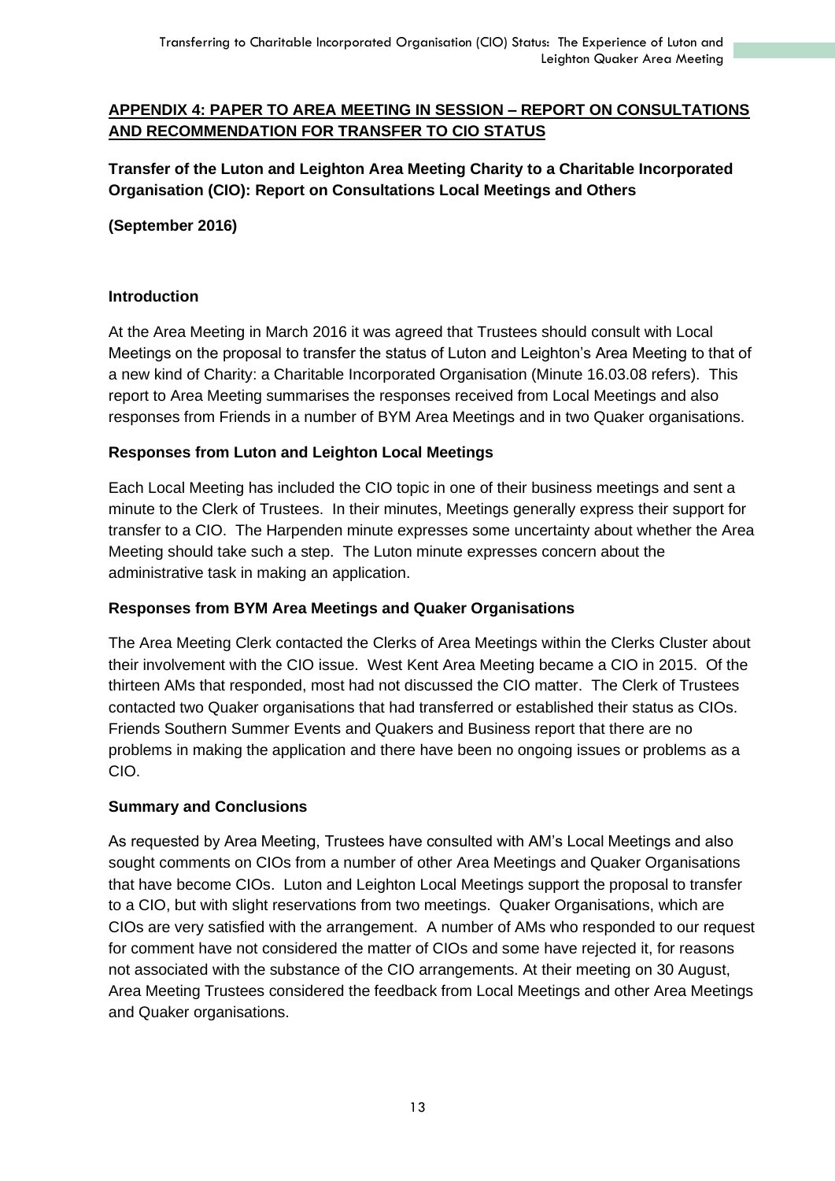## APPENDIX 4: PAPER TO AREA MEETING IN SESSION – REPORT ON CONSULTATIONS AND RECOMMENDATION FOR TRANSFER TO CIO STATUS

**Transfer of the Luton and Leighton Area Meeting Charity to a Charitable Incorporated Organisation (CIO): Report on Consultations Local Meetings and Others**

**(September 2016)**

### Introduction

At the Area Meeting in March 2016 it was agreed that Trustees should consult with Local Meetings on the proposal to transfer the status of Luton and Leighton's Area Meeting to that of a new kind of Charity: a Charitable Incorporated Organisation (Minute 16.03.08 refers). This report to Area Meeting summarises the responses received from Local Meetings and also responses from Friends in a number of BYM Area Meetings and in two Quaker organisations.

### Responses from Luton and Leighton Local Meetings

Each Local Meeting has included the CIO topic in one of their business meetings and sent a minute to the Clerk of Trustees. In their minutes, Meetings generally express their support for transfer to a CIO. The Harpenden minute expresses some uncertainty about whether the Area Meeting should take such a step. The Luton minute expresses concern about the administrative task in making an application.

### Responses from BYM Area Meetings and Quaker Organisations

The Area Meeting Clerk contacted the Clerks of Area Meetings within the Clerks Cluster about their involvement with the CIO issue. West Kent Area Meeting became a CIO in 2015. Of the thirteen AMs that responded, most had not discussed the CIO matter. The Clerk of Trustees contacted two Quaker organisations that had transferred or established their status as CIOs. Friends Southern Summer Events and Quakers and Business report that there are no problems in making the application and there have been no ongoing issues or problems as a CIO.

### Summary and Conclusions

As requested by Area Meeting, Trustees have consulted with AM's Local Meetings and also sought comments on CIOs from a number of other Area Meetings and Quaker Organisations that have become CIOs. Luton and Leighton Local Meetings support the proposal to transfer to a CIO, but with slight reservations from two meetings. Quaker Organisations, which are CIOs are very satisfied with the arrangement. A number of AMs who responded to our request for comment have not considered the matter of CIOs and some have rejected it, for reasons not associated with the substance of the CIO arrangements. At their meeting on 30 August, Area Meeting Trustees considered the feedback from Local Meetings and other Area Meetings and Quaker organisations.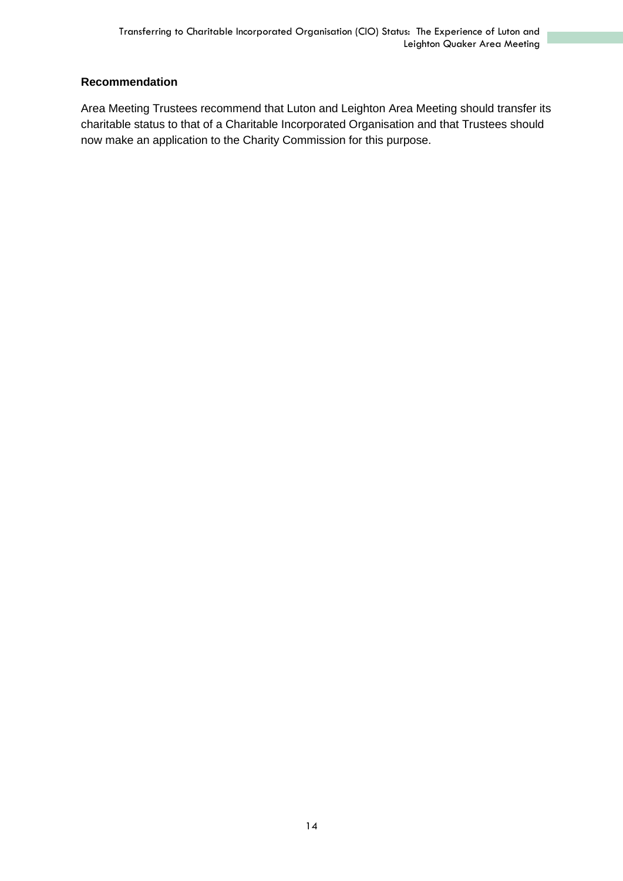**Recommendation**

Area Meeting Trustees recommend that Luton and Leighton Area Meeting should transfer its charitable status to that of a Charitable Incorporated Organisation and that Trustees should now make an application to the Charity Commission for this purpose.